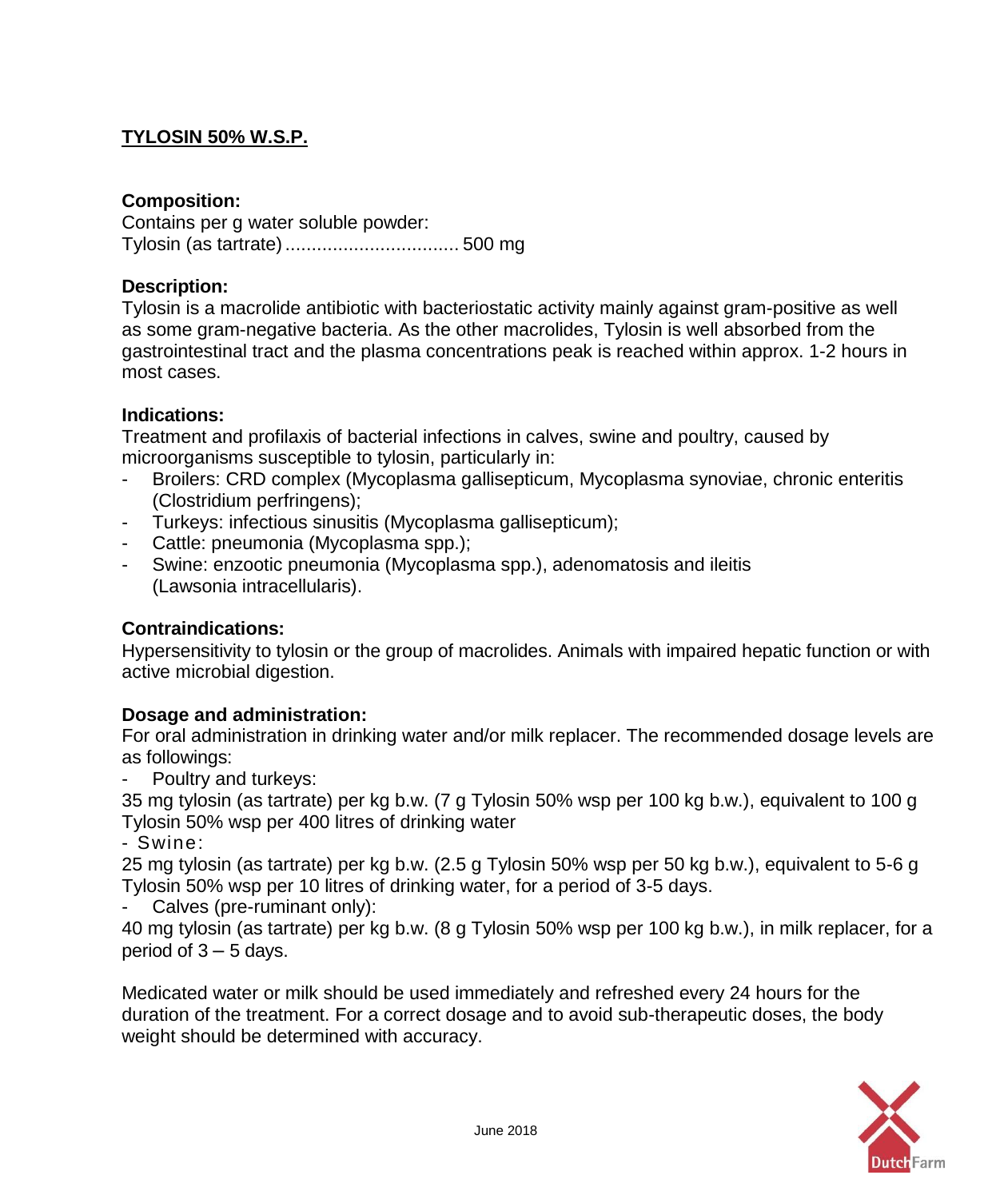# TYLOSIN 50% W.S.P.

**Composition:**

Contains per g water soluble powder:

Tylosin (as tartrate)................................. 500 mg

**Description:**

Tylosin is a macrolide antibiotic with bacteriostatic activity mainly against gram-positive as well as some gram-negative bacteria. As the other macrolides, Tylosin is well absorbed from the gastrointestinal tract and the plasma concentrations peak is reached within approx. 1-2 hours in most cases.

**Indications:**

Treatment and profilaxis of bacterial infections in calves, swine and poultry, caused by microorganisms susceptible to tylosin, particularly in:

- Broilers: CRD complex (Mycoplasma gallisepticum, Mycoplasma synoviae, chronic enteritis (Clostridium perfringens);
- Turkeys: infectious sinusitis (Mycoplasma gallisepticum);
- Cattle: pneumonia (Mycoplasma spp.);
- Swine: enzootic pneumonia (Mycoplasma spp.), adenomatosis and ileitis (Lawsonia intracellularis).

**Contraindications:**

Hypersensitivity to tylosin or the group of macrolides. Animals with impaired hepatic function or with active microbial digestion.

**Dosage and administration:**

For oral administration in drinking water and/or milk replacer. The recommended dosage levels are as followings:

- Poultry and turkeys:

35 mg tylosin (as tartrate) per kg b.w. (7 g Tylosin 50% wsp per 100 kg b.w.), equivalent to 100 g Tylosin 50% wsp per 400 litres of drinking water

- Swine:

25 mg tylosin (as tartrate) per kg b.w. (2.5 g Tylosin 50% wsp per 50 kg b.w.), equivalent to 5-6 g Tylosin 50% wsp per 10 litres of drinking water, for a period of 3-5 days.

- Calves (pre-ruminant only):

40 mg tylosin (as tartrate) per kg b.w. (8 g Tylosin 50% wsp per 100 kg b.w.), in milk replacer, for a period of 3 – 5 days.

Medicated water or milk should be used immediately and refreshed every 24 hours for the duration of the treatment. For a correct dosage and to avoid sub-therapeutic doses, the body weight should be determined with accuracy.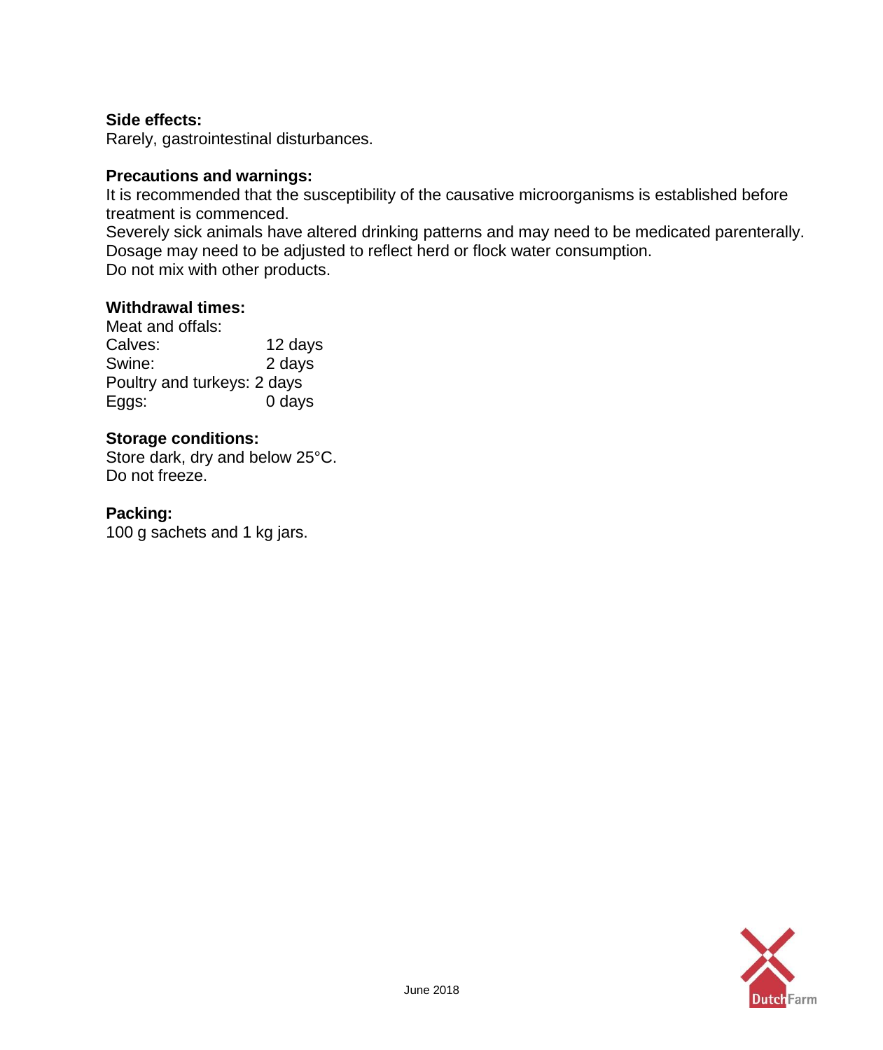**Side effects:**
Rarely, gastrointestinal disturbances.

**Precautions and warnings:**
It is recommended that the susceptibility of the causative microorganisms is established before treatment is commenced.
Severely sick animals have altered drinking patterns and may need to be medicated parenterally.
Dosage may need to be adjusted to reflect herd or flock water consumption.
Do not mix with other products.

**Withdrawal times:**
Meat and offals:

| | |
|---|---|
| Calves: | 12 days |
| Swine: | 2 days |
| Poultry and turkeys: | 2 days |
| Eggs: | 0 days |

**Storage conditions:**
Store dark, dry and below 25°C.
Do not freeze.

**Packing:**
100 g sachets and 1 kg jars.

June 2018